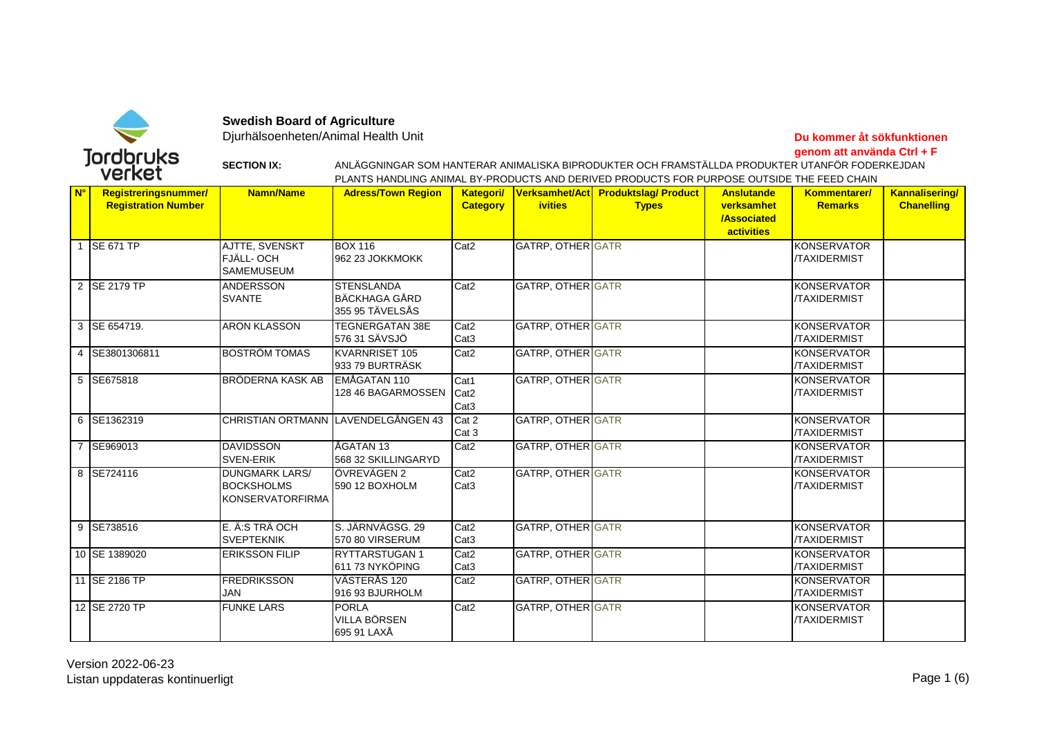**Swedish Board of Agriculture**

Djurhälsoenheten/Animal Health Unit

**Du kommer åt sökfunktionen genom att använda Ctrl + F**

**SECTION IX:** ANLÄGGNINGAR SOM HANTERAR ANIMALISKA BIPRODUKTER OCH FRAMSTÄLLDA PRODUKTER UTANFÖR FODERKEJDAN
PLANTS HANDLING ANIMAL BY-PRODUCTS AND DERIVED PRODUCTS FOR PURPOSE OUTSIDE THE FEED CHAIN

| N° | Registreringsnummer/ Registration Number | Namn/Name | Adress/Town Region | Kategori/ Category | Verksamhet/Activities | Produktslag/ Product Types | Anslutande verksamhet /Associated activities | Kommentarer/ Remarks | Kannalisering/ Chanelling |
|---|---|---|---|---|---|---|---|---|---|
| 1 | SE 671 TP | AJTTE, SVENSKT FJÄLL- OCH SAMEMUSEUM | BOX 116 962 23 JOKKMOKK | Cat2 | GATRP, OTHER | GATR | | KONSERVATOR /TAXIDERMIST | |
| 2 | SE 2179 TP | ANDERSSON SVANTE | STENSLANDA BÄCKHAGA GÅRD 355 95 TÄVELSÅS | Cat2 | GATRP, OTHER | GATR | | KONSERVATOR /TAXIDERMIST | |
| 3 | SE 654719. | ARON KLASSON | TEGNERGATAN 38E 576 31 SÄVSJÖ | Cat2 Cat3 | GATRP, OTHER | GATR | | KONSERVATOR /TAXIDERMIST | |
| 4 | SE3801306811 | BOSTRÖM TOMAS | KVARNRISET 105 933 79 BURTRÄSK | Cat2 | GATRP, OTHER | GATR | | KONSERVATOR /TAXIDERMIST | |
| 5 | SE675818 | BRÖDERNA KASK AB | EMÅGATAN 110 128 46 BAGARMOSSEN | Cat1 Cat2 Cat3 | GATRP, OTHER | GATR | | KONSERVATOR /TAXIDERMIST | |
| 6 | SE1362319 | CHRISTIAN ORTMANN | LAVENDELGÅNGEN 43 | Cat 2 Cat 3 | GATRP, OTHER | GATR | | KONSERVATOR /TAXIDERMIST | |
| 7 | SE969013 | DAVIDSSON SVEN-ERIK | ÅGATAN 13 568 32 SKILLINGARYD | Cat2 | GATRP, OTHER | GATR | | KONSERVATOR /TAXIDERMIST | |
| 8 | SE724116 | DUNGMARK LARS/ BOCKSHOLMS KONSERVATORFIRMA | ÖVREVÄGEN 2 590 12 BOXHOLM | Cat2 Cat3 | GATRP, OTHER | GATR | | KONSERVATOR /TAXIDERMIST | |
| 9 | SE738516 | E. Ä:S TRÄ OCH SVEPTEKNIK | S. JÄRNVÄGSG. 29 570 80 VIRSERUM | Cat2 Cat3 | GATRP, OTHER | GATR | | KONSERVATOR /TAXIDERMIST | |
| 10 | SE 1389020 | ERIKSSON FILIP | RYTTARSTUGAN 1 611 73 NYKÖPING | Cat2 Cat3 | GATRP, OTHER | GATR | | KONSERVATOR /TAXIDERMIST | |
| 11 | SE 2186 TP | FREDRIKSSON JAN | VÄSTERÅS 120 916 93 BJURHOLM | Cat2 | GATRP, OTHER | GATR | | KONSERVATOR /TAXIDERMIST | |
| 12 | SE 2720 TP | FUNKE LARS | PORLA VILLA BÖRSEN 695 91 LAXÅ | Cat2 | GATRP, OTHER | GATR | | KONSERVATOR /TAXIDERMIST | |

Version 2022-06-23
Listan uppdateras kontinuerligt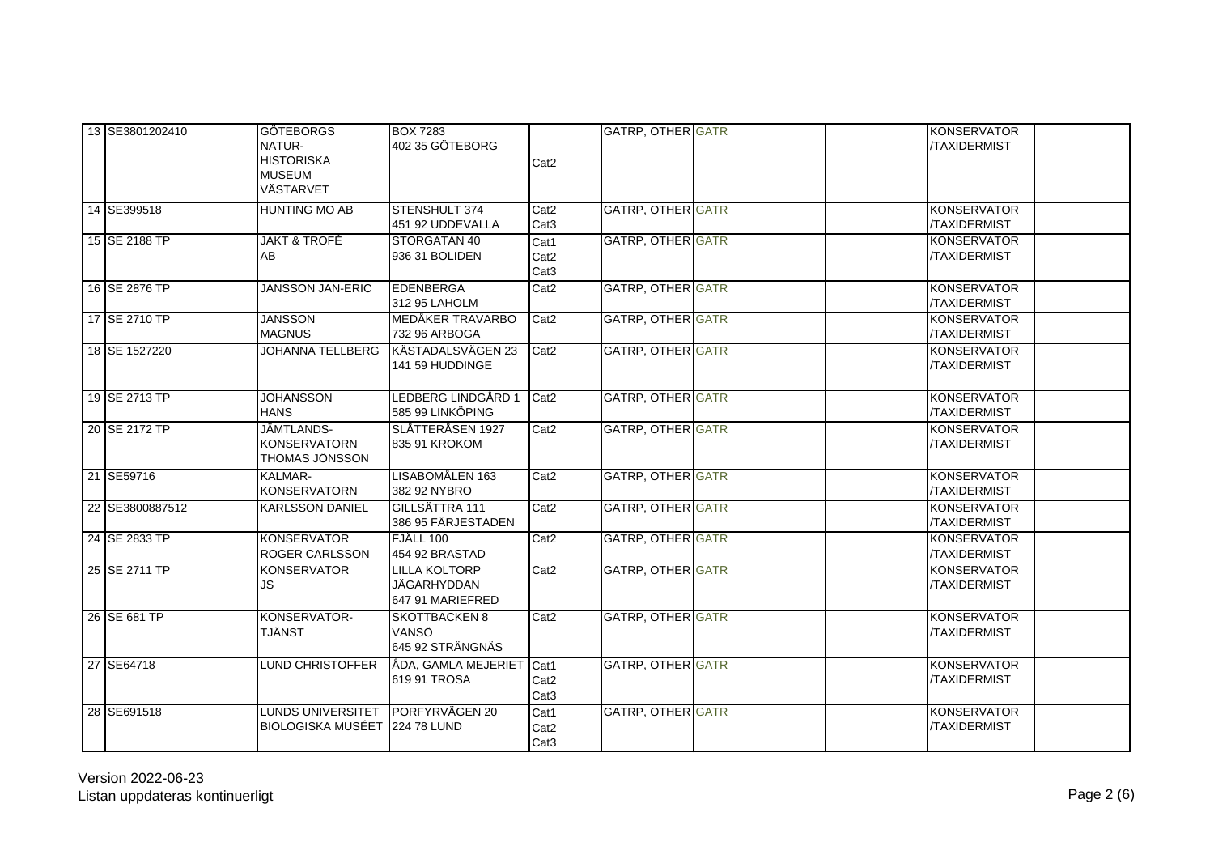| | | | | | | | | | | |
|---|---|---|---|---|---|---|---|---|---|---|
| 13 | SE3801202410 | GÖTEBORGS NATUR-HISTORISKA MUSEUM VÄSTARVET | BOX 7283 402 35 GÖTEBORG | Cat2 | GATRP, OTHER | GATR | | | KONSERVATOR /TAXIDERMIST | |
| 14 | SE399518 | HUNTING MO AB | STENSHULT 374 451 92 UDDEVALLA | Cat2 Cat3 | GATRP, OTHER | GATR | | | KONSERVATOR /TAXIDERMIST | |
| 15 | SE 2188 TP | JAKT & TROFÉ AB | STORGATAN 40 936 31 BOLIDEN | Cat1 Cat2 Cat3 | GATRP, OTHER | GATR | | | KONSERVATOR /TAXIDERMIST | |
| 16 | SE 2876 TP | JANSSON JAN-ERIC | EDENBERGA 312 95 LAHOLM | Cat2 | GATRP, OTHER | GATR | | | KONSERVATOR /TAXIDERMIST | |
| 17 | SE 2710 TP | JANSSON MAGNUS | MEDÅKER TRAVARBO 732 96 ARBOGA | Cat2 | GATRP, OTHER | GATR | | | KONSERVATOR /TAXIDERMIST | |
| 18 | SE 1527220 | JOHANNA TELLBERG | KÄSTADALSVÄGEN 23 141 59 HUDDINGE | Cat2 | GATRP, OTHER | GATR | | | KONSERVATOR /TAXIDERMIST | |
| 19 | SE 2713 TP | JOHANSSON HANS | LEDBERG LINDGÅRD 1 585 99 LINKÖPING | Cat2 | GATRP, OTHER | GATR | | | KONSERVATOR /TAXIDERMIST | |
| 20 | SE 2172 TP | JÄMTLANDS-KONSERVATORN THOMAS JÖNSSON | SLÅTTERÅSEN 1927 835 91 KROKOM | Cat2 | GATRP, OTHER | GATR | | | KONSERVATOR /TAXIDERMIST | |
| 21 | SE59716 | KALMAR-KONSERVATORN | LISABOMÅLEN 163 382 92 NYBRO | Cat2 | GATRP, OTHER | GATR | | | KONSERVATOR /TAXIDERMIST | |
| 22 | SE3800887512 | KARLSSON DANIEL | GILLSÄTTRA 111 386 95 FÄRJESTADEN | Cat2 | GATRP, OTHER | GATR | | | KONSERVATOR /TAXIDERMIST | |
| 24 | SE 2833 TP | KONSERVATOR ROGER CARLSSON | FJÄLL 100 454 92 BRASTAD | Cat2 | GATRP, OTHER | GATR | | | KONSERVATOR /TAXIDERMIST | |
| 25 | SE 2711 TP | KONSERVATOR JS | LILLA KOLTORP JÄGARHYDDAN 647 91 MARIEFRED | Cat2 | GATRP, OTHER | GATR | | | KONSERVATOR /TAXIDERMIST | |
| 26 | SE 681 TP | KONSERVATOR-TJÄNST | SKOTTBACKEN 8 VANSÖ 645 92 STRÄNGNÄS | Cat2 | GATRP, OTHER | GATR | | | KONSERVATOR /TAXIDERMIST | |
| 27 | SE64718 | LUND CHRISTOFFER | ÅDA, GAMLA MEJERIET 619 91 TROSA | Cat1 Cat2 Cat3 | GATRP, OTHER | GATR | | | KONSERVATOR /TAXIDERMIST | |
| 28 | SE691518 | LUNDS UNIVERSITET BIOLOGISKA MUSÉET | PORFYRVÄGEN 20 224 78 LUND | Cat1 Cat2 Cat3 | GATRP, OTHER | GATR | | | KONSERVATOR /TAXIDERMIST | |

Version 2022-06-23
Listan uppdateras kontinuerligt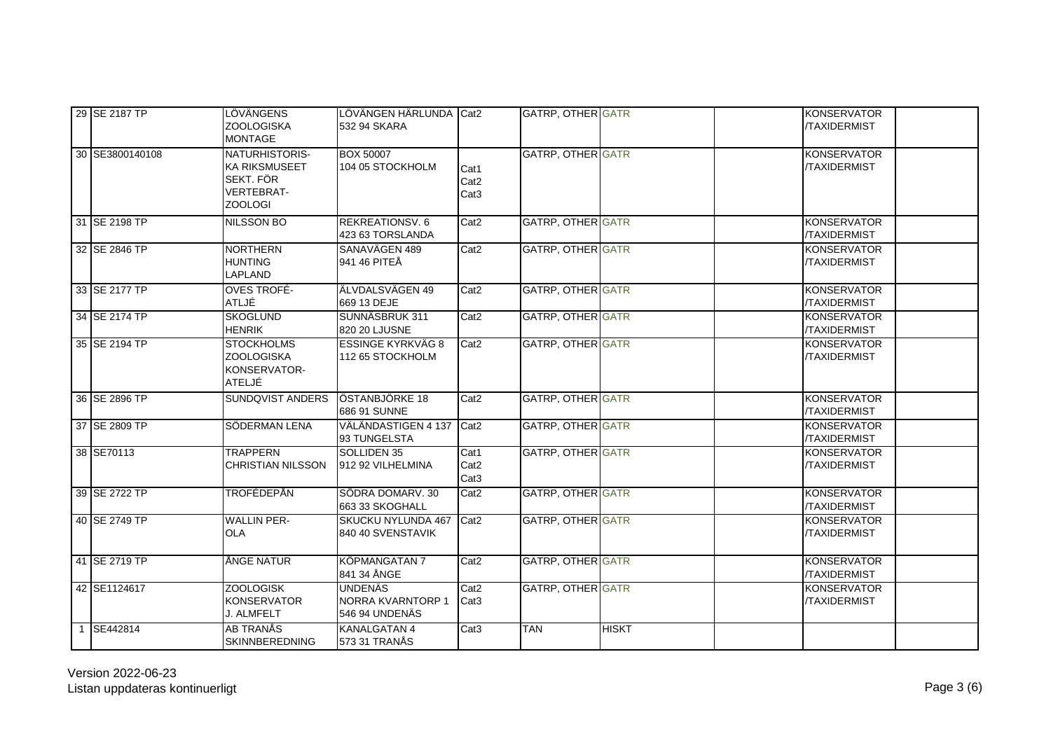| | | | | | | | | | |
|---|---|---|---|---|---|---|---|---|---|
| 29 | SE 2187 TP | LÖVÄNGENS ZOOLOGISKA MONTAGE | LÖVÄNGEN HÄRLUNDA 532 94 SKARA | Cat2 | GATRP, OTHER | GATR | | KONSERVATOR /TAXIDERMIST | |
| 30 | SE3800140108 | NATURHISTORIS-KA RIKSMUSEET SEKT. FÖR VERTEBRAT-ZOOLOGI | BOX 50007 104 05 STOCKHOLM | Cat1 Cat2 Cat3 | GATRP, OTHER | GATR | | KONSERVATOR /TAXIDERMIST | |
| 31 | SE 2198 TP | NILSSON BO | REKREATIONSV. 6 423 63 TORSLANDA | Cat2 | GATRP, OTHER | GATR | | KONSERVATOR /TAXIDERMIST | |
| 32 | SE 2846 TP | NORTHERN HUNTING LAPLAND | SANAVÄGEN 489 941 46 PITEÅ | Cat2 | GATRP, OTHER | GATR | | KONSERVATOR /TAXIDERMIST | |
| 33 | SE 2177 TP | OVES TROFÉ-ATLJÉ | ÄLVDALSVÄGEN 49 669 13 DEJE | Cat2 | GATRP, OTHER | GATR | | KONSERVATOR /TAXIDERMIST | |
| 34 | SE 2174 TP | SKOGLUND HENRIK | SUNNÄSBRUK 311 820 20 LJUSNE | Cat2 | GATRP, OTHER | GATR | | KONSERVATOR /TAXIDERMIST | |
| 35 | SE 2194 TP | STOCKHOLMS ZOOLOGISKA KONSERVATOR-ATELJÉ | ESSINGE KYRKVÄG 8 112 65 STOCKHOLM | Cat2 | GATRP, OTHER | GATR | | KONSERVATOR /TAXIDERMIST | |
| 36 | SE 2896 TP | SUNDQVIST ANDERS | ÖSTANBJÖRKE 18 686 91 SUNNE | Cat2 | GATRP, OTHER | GATR | | KONSERVATOR /TAXIDERMIST | |
| 37 | SE 2809 TP | SÖDERMAN LENA | VÄLÄNDASTIGEN 4 137 93 TUNGELSTA | Cat2 | GATRP, OTHER | GATR | | KONSERVATOR /TAXIDERMIST | |
| 38 | SE70113 | TRAPPERN CHRISTIAN NILSSON | SOLLIDEN 35 912 92 VILHELMINA | Cat1 Cat2 Cat3 | GATRP, OTHER | GATR | | KONSERVATOR /TAXIDERMIST | |
| 39 | SE 2722 TP | TROFÉDEPÅN | SÖDRA DOMARV. 30 663 33 SKOGHALL | Cat2 | GATRP, OTHER | GATR | | KONSERVATOR /TAXIDERMIST | |
| 40 | SE 2749 TP | WALLIN PER-OLA | SKUCKU NYLUNDA 467 840 40 SVENSTAVIK | Cat2 | GATRP, OTHER | GATR | | KONSERVATOR /TAXIDERMIST | |
| 41 | SE 2719 TP | ÅNGE NATUR | KÖPMANGATAN 7 841 34 ÅNGE | Cat2 | GATRP, OTHER | GATR | | KONSERVATOR /TAXIDERMIST | |
| 42 | SE1124617 | ZOOLOGISK KONSERVATOR J. ALMFELT | UNDENÄS NORRA KVARNTORP 1 546 94 UNDENÄS | Cat2 Cat3 | GATRP, OTHER | GATR | | KONSERVATOR /TAXIDERMIST | |
| 1 | SE442814 | AB TRANÅS SKINNBEREDNING | KANALGATAN 4 573 31 TRANÅS | Cat3 | TAN | HISKT | | | |

Version 2022-06-23
Listan uppdateras kontinuerligt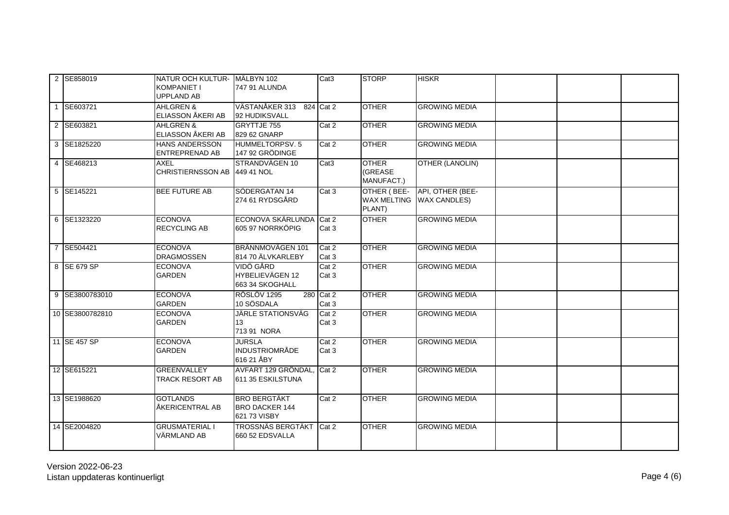| | | | | | | | | | |
|---|---|---|---|---|---|---|---|---|---|
| 2 | SE858019 | NATUR OCH KULTUR-KOMPANIET I UPPLAND AB | MÄLBYN 102 747 91 ALUNDA | Cat3 | STORP | HISKR | | | |
| 1 | SE603721 | AHLGREN & ELIASSON ÅKERI AB | VÄSTANÅKER 313 824 92 HUDIKSVALL | Cat 2 | OTHER | GROWING MEDIA | | | |
| 2 | SE603821 | AHLGREN & ELIASSON ÅKERI AB | GRYTTJE 755 829 62 GNARP | Cat 2 | OTHER | GROWING MEDIA | | | |
| 3 | SE1825220 | HANS ANDERSSON ENTREPRENAD AB | HUMMELTORPSV. 5 147 92 GRÖDINGE | Cat 2 | OTHER | GROWING MEDIA | | | |
| 4 | SE468213 | AXEL CHRISTIERNSSON AB | STRANDVÄGEN 10 449 41 NOL | Cat3 | OTHER (GREASE MANUFACT.) | OTHER (LANOLIN) | | | |
| 5 | SE145221 | BEE FUTURE AB | SÖDERGATAN 14 274 61 RYDSGÅRD | Cat 3 | OTHER ( BEE-WAX MELTING PLANT) | API, OTHER (BEE-WAX CANDLES) | | | |
| 6 | SE1323220 | ECONOVA RECYCLING AB | ECONOVA SKÄRLUNDA 605 97 NORRKÖPIG | Cat 2 Cat 3 | OTHER | GROWING MEDIA | | | |
| 7 | SE504421 | ECONOVA DRAGMOSSEN | BRÄNNMOVÄGEN 101 814 70 ÄLVKARLEBY | Cat 2 Cat 3 | OTHER | GROWING MEDIA | | | |
| 8 | SE 679 SP | ECONOVA GARDEN | VIDÖ GÅRD HYBELIEVÄGEN 12 663 34 SKOGHALL | Cat 2 Cat 3 | OTHER | GROWING MEDIA | | | |
| 9 | SE3800783010 | ECONOVA GARDEN | RÖSLÖV 1295 280 10 SÖSDALA | Cat 2 Cat 3 | OTHER | GROWING MEDIA | | | |
| 10 | SE3800782810 | ECONOVA GARDEN | JÄRLE STATIONSVÄG 13 713 91 NORA | Cat 2 Cat 3 | OTHER | GROWING MEDIA | | | |
| 11 | SE 457 SP | ECONOVA GARDEN | JURSLA INDUSTRIOMRÅDE 616 21 ÅBY | Cat 2 Cat 3 | OTHER | GROWING MEDIA | | | |
| 12 | SE615221 | GREENVALLEY TRACK RESORT AB | AVFART 129 GRÖNDAL, 611 35 ESKILSTUNA | Cat 2 | OTHER | GROWING MEDIA | | | |
| 13 | SE1988620 | GOTLANDS ÅKERICENTRAL AB | BRO BERGTÄKT BRO DACKER 144 621 73 VISBY | Cat 2 | OTHER | GROWING MEDIA | | | |
| 14 | SE2004820 | GRUSMATERIAL I VÄRMLAND AB | TROSSNÄS BERGTÄKT 660 52 EDSVALLA | Cat 2 | OTHER | GROWING MEDIA | | | |

Version 2022-06-23
Listan uppdateras kontinuerligt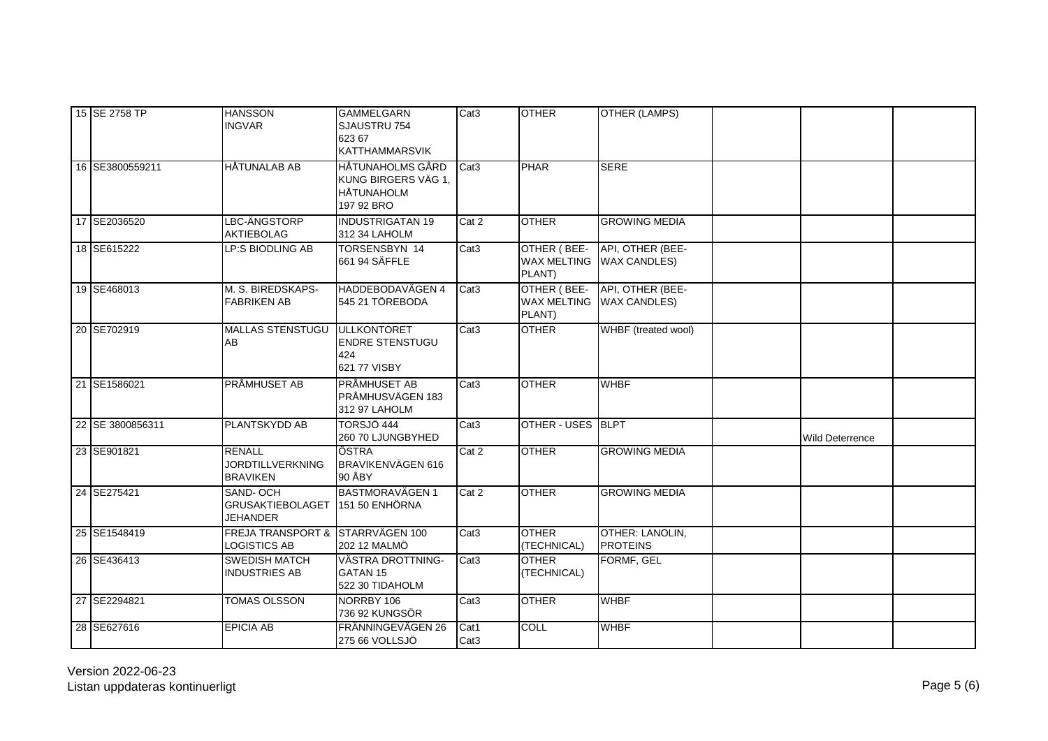| | | | | | | | | | |
|---|---|---|---|---|---|---|---|---|---|
| 15 | SE 2758 TP | HANSSON INGVAR | GAMMELGARN SJAUSTRU 754 623 67 KATTHAMMARSVIK | Cat3 | OTHER | OTHER (LAMPS) | | | |
| 16 | SE3800559211 | HÅTUNALAB AB | HÅTUNAHOLMS GÅRD KUNG BIRGERS VÄG 1, HÅTUNAHOLM 197 92 BRO | Cat3 | PHAR | SERE | | | |
| 17 | SE2036520 | LBC-ÄNGSTORP AKTIEBOLAG | INDUSTRIGATAN 19 312 34 LAHOLM | Cat 2 | OTHER | GROWING MEDIA | | | |
| 18 | SE615222 | LP:S BIODLING AB | TORSENSBYN 14 661 94 SÄFFLE | Cat3 | OTHER ( BEE-WAX MELTING PLANT) | API, OTHER (BEE-WAX CANDLES) | | | |
| 19 | SE468013 | M. S. BIREDSKAPS-FABRIKEN AB | HADDEBODAVÄGEN 4 545 21 TÖREBODA | Cat3 | OTHER ( BEE-WAX MELTING PLANT) | API, OTHER (BEE-WAX CANDLES) | | | |
| 20 | SE702919 | MALLAS STENSTUGU AB | ULLKONTORET ENDRE STENSTUGU 424 621 77 VISBY | Cat3 | OTHER | WHBF (treated wool) | | | |
| 21 | SE1586021 | PRÅMHUSET AB | PRÅMHUSET AB PRÅMHUSVÄGEN 183 312 97 LAHOLM | Cat3 | OTHER | WHBF | | | |
| 22 | SE 3800856311 | PLANTSKYDD AB | TORSJÖ 444 260 70 LJUNGBYHED | Cat3 | OTHER - USES | BLPT | | Wild Deterrence | |
| 23 | SE901821 | RENALL JORDTILLVERKNING BRAVIKEN | ÖSTRA BRAVIKENVÄGEN 616 90 ÅBY | Cat 2 | OTHER | GROWING MEDIA | | | |
| 24 | SE275421 | SAND- OCH GRUSAKTIEBOLAGET JEHANDER | BASTMORAVÄGEN 1 151 50 ENHÖRNA | Cat 2 | OTHER | GROWING MEDIA | | | |
| 25 | SE1548419 | FREJA TRANSPORT & LOGISTICS AB | STARRVÄGEN 100 202 12 MALMÖ | Cat3 | OTHER (TECHNICAL) | OTHER: LANOLIN, PROTEINS | | | |
| 26 | SE436413 | SWEDISH MATCH INDUSTRIES AB | VÄSTRA DROTTNING-GATAN 15 522 30 TIDAHOLM | Cat3 | OTHER (TECHNICAL) | FORMF, GEL | | | |
| 27 | SE2294821 | TOMAS OLSSON | NORRBY 106 736 92 KUNGSÖR | Cat3 | OTHER | WHBF | | | |
| 28 | SE627616 | EPICIA AB | FRÄNNINGEVÄGEN 26 275 66 VOLLSJÖ | Cat1 Cat3 | COLL | WHBF | | | |

Version 2022-06-23
Listan uppdateras kontinuerligt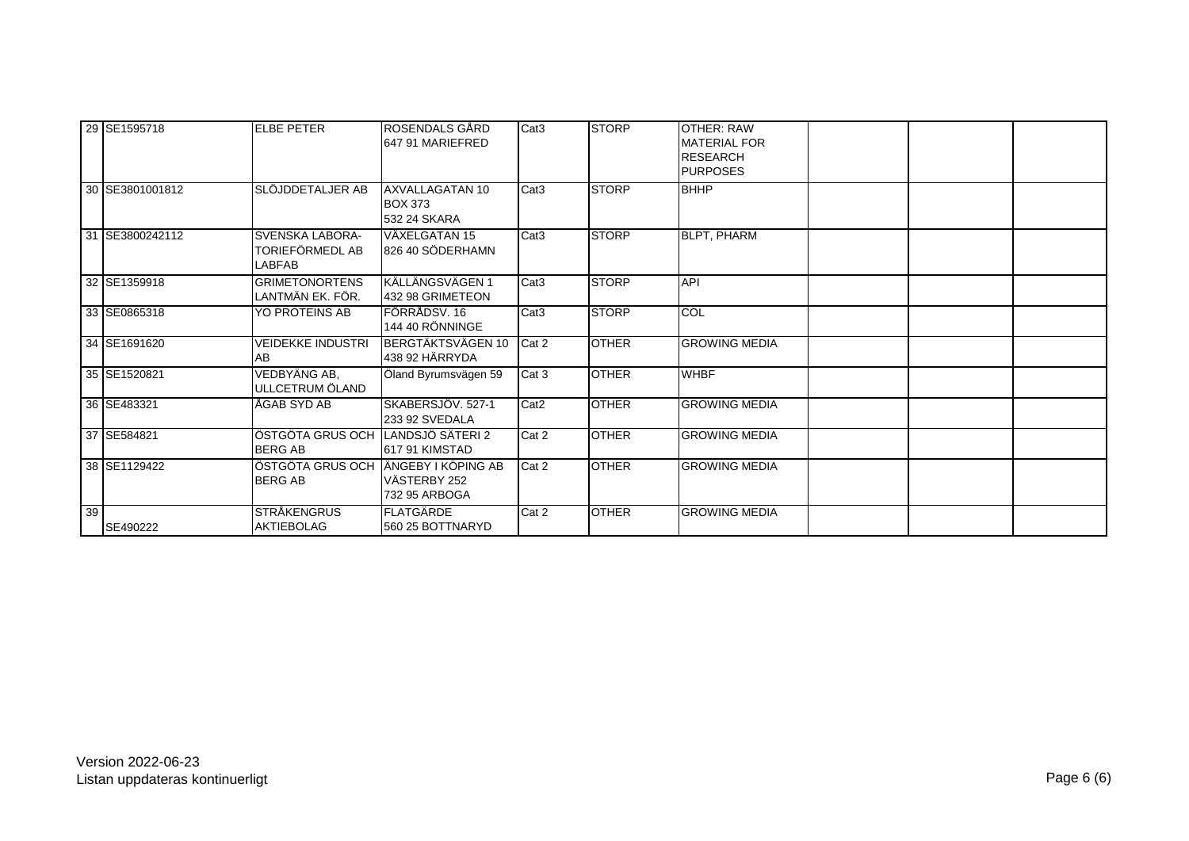| | | | | | | | | | |
|---|---|---|---|---|---|---|---|---|---|
| 29 | SE1595718 | ELBE PETER | ROSENDALS GÅRD 647 91 MARIEFRED | Cat3 | STORP | OTHER: RAW MATERIAL FOR RESEARCH PURPOSES | | | |
| 30 | SE3801001812 | SLÖJDDETALJER AB | AXVALLAGATAN 10 BOX 373 532 24 SKARA | Cat3 | STORP | BHHP | | | |
| 31 | SE3800242112 | SVENSKA LABORA-TORIEFÖRMEDL AB LABFAB | VÄXELGATAN 15 826 40 SÖDERHAMN | Cat3 | STORP | BLPT, PHARM | | | |
| 32 | SE1359918 | GRIMETONORTENS LANTMÄN EK. FÖR. | KÄLLÄNGSVÄGEN 1 432 98 GRIMETEON | Cat3 | STORP | API | | | |
| 33 | SE0865318 | YO PROTEINS AB | FÖRRÅDSV. 16 144 40 RÖNNINGE | Cat3 | STORP | COL | | | |
| 34 | SE1691620 | VEIDEKKE INDUSTRI AB | BERGTÄKTSVÄGEN 10 438 92 HÄRRYDA | Cat 2 | OTHER | GROWING MEDIA | | | |
| 35 | SE1520821 | VEDBYÄNG AB, ULLCETRUM ÖLAND | Öland Byrumsvägen 59 | Cat 3 | OTHER | WHBF | | | |
| 36 | SE483321 | ÅGAB SYD AB | SKABERSJÖV. 527-1 233 92 SVEDALA | Cat2 | OTHER | GROWING MEDIA | | | |
| 37 | SE584821 | ÖSTGÖTA GRUS OCH BERG AB | LANDSJÖ SÄTERI 2 617 91 KIMSTAD | Cat 2 | OTHER | GROWING MEDIA | | | |
| 38 | SE1129422 | ÖSTGÖTA GRUS OCH BERG AB | ÄNGEBY I KÖPING AB VÄSTERBY 252 732 95 ARBOGA | Cat 2 | OTHER | GROWING MEDIA | | | |
| 39 | SE490222 | STRÅKENGRUS AKTIEBOLAG | FLATGÄRDE 560 25 BOTTNARYD | Cat 2 | OTHER | GROWING MEDIA | | | |

Version 2022-06-23
Listan uppdateras kontinuerligt